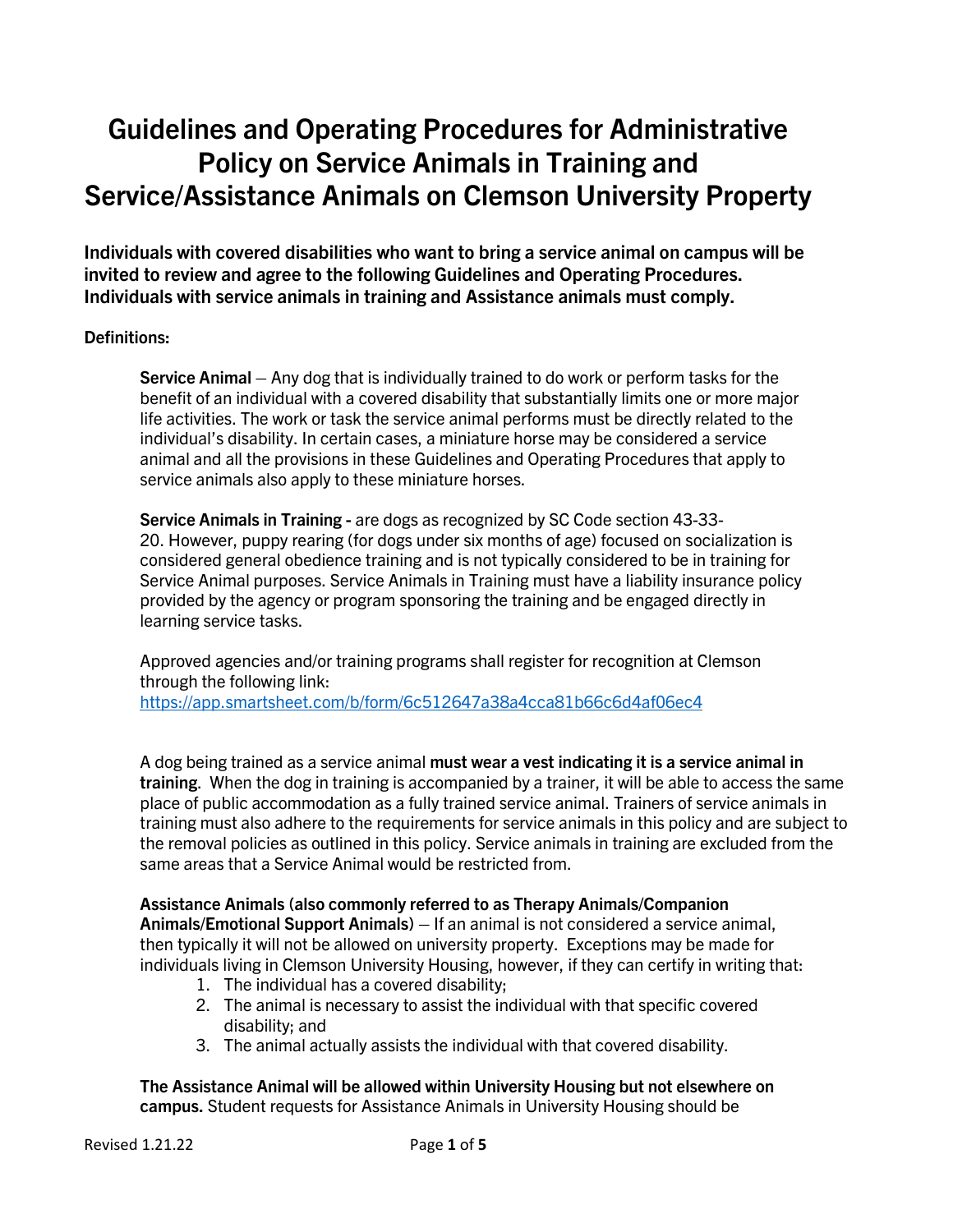# Guidelines and Operating Procedures for Administrative Policy on Service Animals in Training and Service/Assistance Animals on Clemson University Property

**Individuals with covered disabilities who want to bring a service animal on campus will be invited to review and agree to the following Guidelines and Operating Procedures. Individuals with service animals in training and Assistance animals must comply.**

**Definitions:**

**Service Animal** – Any dog that is individually trained to do work or perform tasks for the benefit of an individual with a covered disability that substantially limits one or more major life activities. The work or task the service animal performs must be directly related to the individual's disability. In certain cases, a miniature horse may be considered a service animal and all the provisions in these Guidelines and Operating Procedures that apply to service animals also apply to these miniature horses.

**Service Animals in Training -** are dogs as recognized by SC Code section 43-33-20. However, puppy rearing (for dogs under six months of age) focused on socialization is considered general obedience training and is not typically considered to be in training for Service Animal purposes. Service Animals in Training must have a liability insurance policy provided by the agency or program sponsoring the training and be engaged directly in learning service tasks.

Approved agencies and/or training programs shall register for recognition at Clemson through the following link: https://app.smartsheet.com/b/form/6c512647a38a4cca81b66c6d4af06ec4

A dog being trained as a service animal **must wear a vest indicating it is a service animal in training**. When the dog in training is accompanied by a trainer, it will be able to access the same place of public accommodation as a fully trained service animal. Trainers of service animals in training must also adhere to the requirements for service animals in this policy and are subject to the removal policies as outlined in this policy. Service animals in training are excluded from the same areas that a Service Animal would be restricted from.

**Assistance Animals (also commonly referred to as Therapy Animals/Companion Animals/Emotional Support Animals)** – If an animal is not considered a service animal, then typically it will not be allowed on university property. Exceptions may be made for individuals living in Clemson University Housing, however, if they can certify in writing that:

1. The individual has a covered disability;
2. The animal is necessary to assist the individual with that specific covered disability; and
3. The animal actually assists the individual with that covered disability.

**The Assistance Animal will be allowed within University Housing but not elsewhere on campus.** Student requests for Assistance Animals in University Housing should be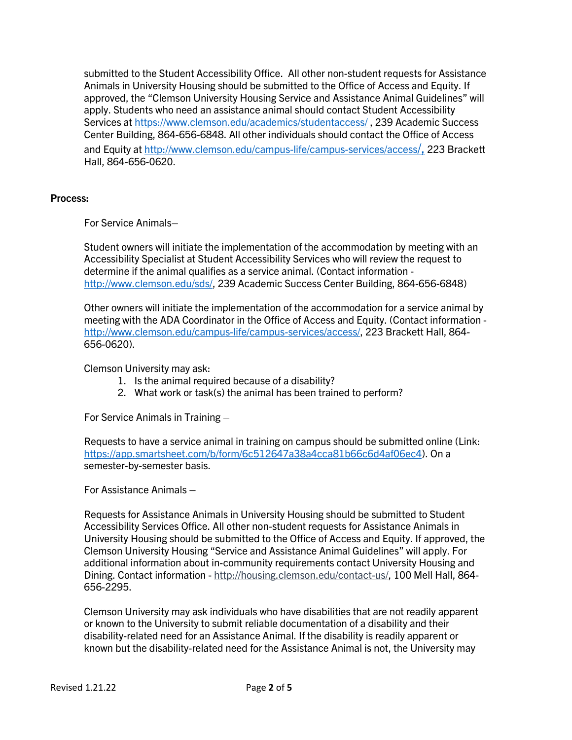submitted to the Student Accessibility Office. All other non-student requests for Assistance Animals in University Housing should be submitted to the Office of Access and Equity. If approved, the "Clemson University Housing Service and Assistance Animal Guidelines" will apply. Students who need an assistance animal should contact Student Accessibility Services at https://www.clemson.edu/academics/studentaccess/ , 239 Academic Success Center Building, 864-656-6848. All other individuals should contact the Office of Access and Equity at http://www.clemson.edu/campus-life/campus-services/access/, 223 Brackett Hall, 864-656-0620.

**Process:**

For Service Animals–

Student owners will initiate the implementation of the accommodation by meeting with an Accessibility Specialist at Student Accessibility Services who will review the request to determine if the animal qualifies as a service animal. (Contact information - http://www.clemson.edu/sds/, 239 Academic Success Center Building, 864-656-6848)

Other owners will initiate the implementation of the accommodation for a service animal by meeting with the ADA Coordinator in the Office of Access and Equity. (Contact information - http://www.clemson.edu/campus-life/campus-services/access/, 223 Brackett Hall, 864-656-0620).

Clemson University may ask:

1. Is the animal required because of a disability?
2. What work or task(s) the animal has been trained to perform?

For Service Animals in Training –

Requests to have a service animal in training on campus should be submitted online (Link: https://app.smartsheet.com/b/form/6c512647a38a4cca81b66c6d4af06ec4). On a semester-by-semester basis.

For Assistance Animals –

Requests for Assistance Animals in University Housing should be submitted to Student Accessibility Services Office. All other non-student requests for Assistance Animals in University Housing should be submitted to the Office of Access and Equity. If approved, the Clemson University Housing "Service and Assistance Animal Guidelines" will apply. For additional information about in-community requirements contact University Housing and Dining. Contact information - http://housing.clemson.edu/contact-us/, 100 Mell Hall, 864-656-2295.

Clemson University may ask individuals who have disabilities that are not readily apparent or known to the University to submit reliable documentation of a disability and their disability-related need for an Assistance Animal. If the disability is readily apparent or known but the disability-related need for the Assistance Animal is not, the University may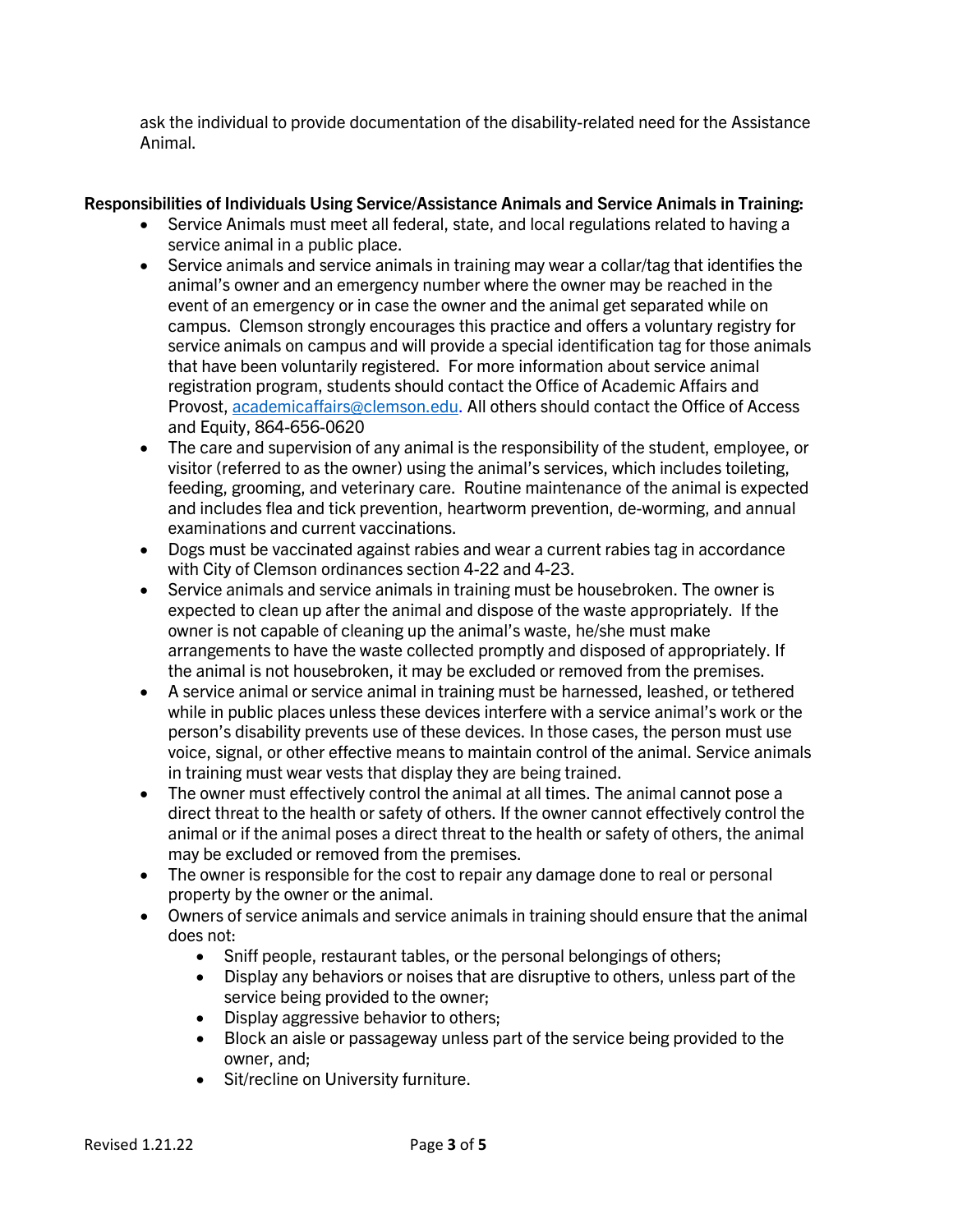ask the individual to provide documentation of the disability-related need for the Assistance Animal.

**Responsibilities of Individuals Using Service/Assistance Animals and Service Animals in Training:**

- Service Animals must meet all federal, state, and local regulations related to having a service animal in a public place.
- Service animals and service animals in training may wear a collar/tag that identifies the animal's owner and an emergency number where the owner may be reached in the event of an emergency or in case the owner and the animal get separated while on campus. Clemson strongly encourages this practice and offers a voluntary registry for service animals on campus and will provide a special identification tag for those animals that have been voluntarily registered. For more information about service animal registration program, students should contact the Office of Academic Affairs and Provost, [academicaffairs@clemson.edu](mailto:academicaffairs@clemson.edu). All others should contact the Office of Access and Equity, 864-656-0620
- The care and supervision of any animal is the responsibility of the student, employee, or visitor (referred to as the owner) using the animal's services, which includes toileting, feeding, grooming, and veterinary care. Routine maintenance of the animal is expected and includes flea and tick prevention, heartworm prevention, de-worming, and annual examinations and current vaccinations.
- Dogs must be vaccinated against rabies and wear a current rabies tag in accordance with City of Clemson ordinances section 4-22 and 4-23.
- Service animals and service animals in training must be housebroken. The owner is expected to clean up after the animal and dispose of the waste appropriately. If the owner is not capable of cleaning up the animal's waste, he/she must make arrangements to have the waste collected promptly and disposed of appropriately. If the animal is not housebroken, it may be excluded or removed from the premises.
- A service animal or service animal in training must be harnessed, leashed, or tethered while in public places unless these devices interfere with a service animal's work or the person's disability prevents use of these devices. In those cases, the person must use voice, signal, or other effective means to maintain control of the animal. Service animals in training must wear vests that display they are being trained.
- The owner must effectively control the animal at all times. The animal cannot pose a direct threat to the health or safety of others. If the owner cannot effectively control the animal or if the animal poses a direct threat to the health or safety of others, the animal may be excluded or removed from the premises.
- The owner is responsible for the cost to repair any damage done to real or personal property by the owner or the animal.
- Owners of service animals and service animals in training should ensure that the animal does not:
  - Sniff people, restaurant tables, or the personal belongings of others;
  - Display any behaviors or noises that are disruptive to others, unless part of the service being provided to the owner;
  - Display aggressive behavior to others;
  - Block an aisle or passageway unless part of the service being provided to the owner, and;
  - Sit/recline on University furniture.

Revised 1.21.22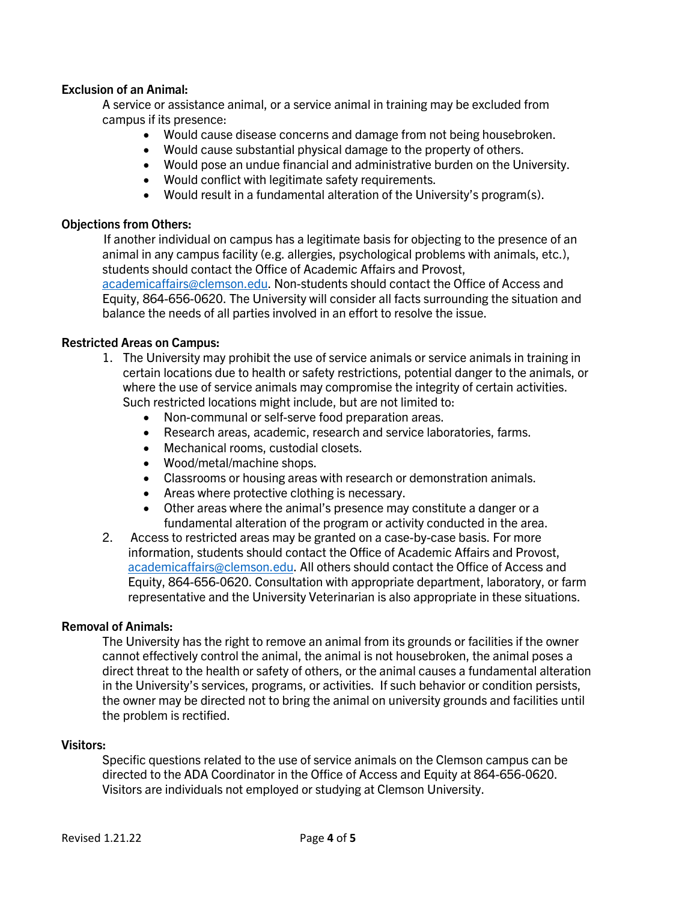**Exclusion of an Animal:**

A service or assistance animal, or a service animal in training may be excluded from campus if its presence:

- Would cause disease concerns and damage from not being housebroken.
- Would cause substantial physical damage to the property of others.
- Would pose an undue financial and administrative burden on the University.
- Would conflict with legitimate safety requirements.
- Would result in a fundamental alteration of the University's program(s).

**Objections from Others:**

If another individual on campus has a legitimate basis for objecting to the presence of an animal in any campus facility (e.g. allergies, psychological problems with animals, etc.), students should contact the Office of Academic Affairs and Provost, academicaffairs@clemson.edu. Non-students should contact the Office of Access and Equity, 864-656-0620. The University will consider all facts surrounding the situation and balance the needs of all parties involved in an effort to resolve the issue.

**Restricted Areas on Campus:**

1. The University may prohibit the use of service animals or service animals in training in certain locations due to health or safety restrictions, potential danger to the animals, or where the use of service animals may compromise the integrity of certain activities. Such restricted locations might include, but are not limited to:
   - Non-communal or self-serve food preparation areas.
   - Research areas, academic, research and service laboratories, farms.
   - Mechanical rooms, custodial closets.
   - Wood/metal/machine shops.
   - Classrooms or housing areas with research or demonstration animals.
   - Areas where protective clothing is necessary.
   - Other areas where the animal's presence may constitute a danger or a fundamental alteration of the program or activity conducted in the area.
2. Access to restricted areas may be granted on a case-by-case basis. For more information, students should contact the Office of Academic Affairs and Provost, academicaffairs@clemson.edu. All others should contact the Office of Access and Equity, 864-656-0620. Consultation with appropriate department, laboratory, or farm representative and the University Veterinarian is also appropriate in these situations.

**Removal of Animals:**

The University has the right to remove an animal from its grounds or facilities if the owner cannot effectively control the animal, the animal is not housebroken, the animal poses a direct threat to the health or safety of others, or the animal causes a fundamental alteration in the University's services, programs, or activities. If such behavior or condition persists, the owner may be directed not to bring the animal on university grounds and facilities until the problem is rectified.

**Visitors:**

Specific questions related to the use of service animals on the Clemson campus can be directed to the ADA Coordinator in the Office of Access and Equity at 864-656-0620. Visitors are individuals not employed or studying at Clemson University.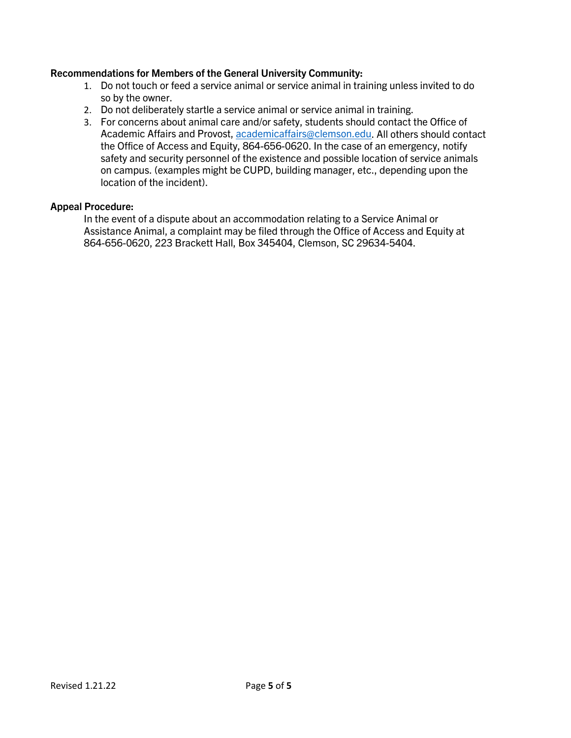**Recommendations for Members of the General University Community:**

1. Do not touch or feed a service animal or service animal in training unless invited to do so by the owner.
2. Do not deliberately startle a service animal or service animal in training.
3. For concerns about animal care and/or safety, students should contact the Office of Academic Affairs and Provost, academicaffairs@clemson.edu. All others should contact the Office of Access and Equity, 864-656-0620. In the case of an emergency, notify safety and security personnel of the existence and possible location of service animals on campus. (examples might be CUPD, building manager, etc., depending upon the location of the incident).

**Appeal Procedure:**

In the event of a dispute about an accommodation relating to a Service Animal or Assistance Animal, a complaint may be filed through the Office of Access and Equity at 864-656-0620, 223 Brackett Hall, Box 345404, Clemson, SC 29634-5404.

Revised 1.21.22